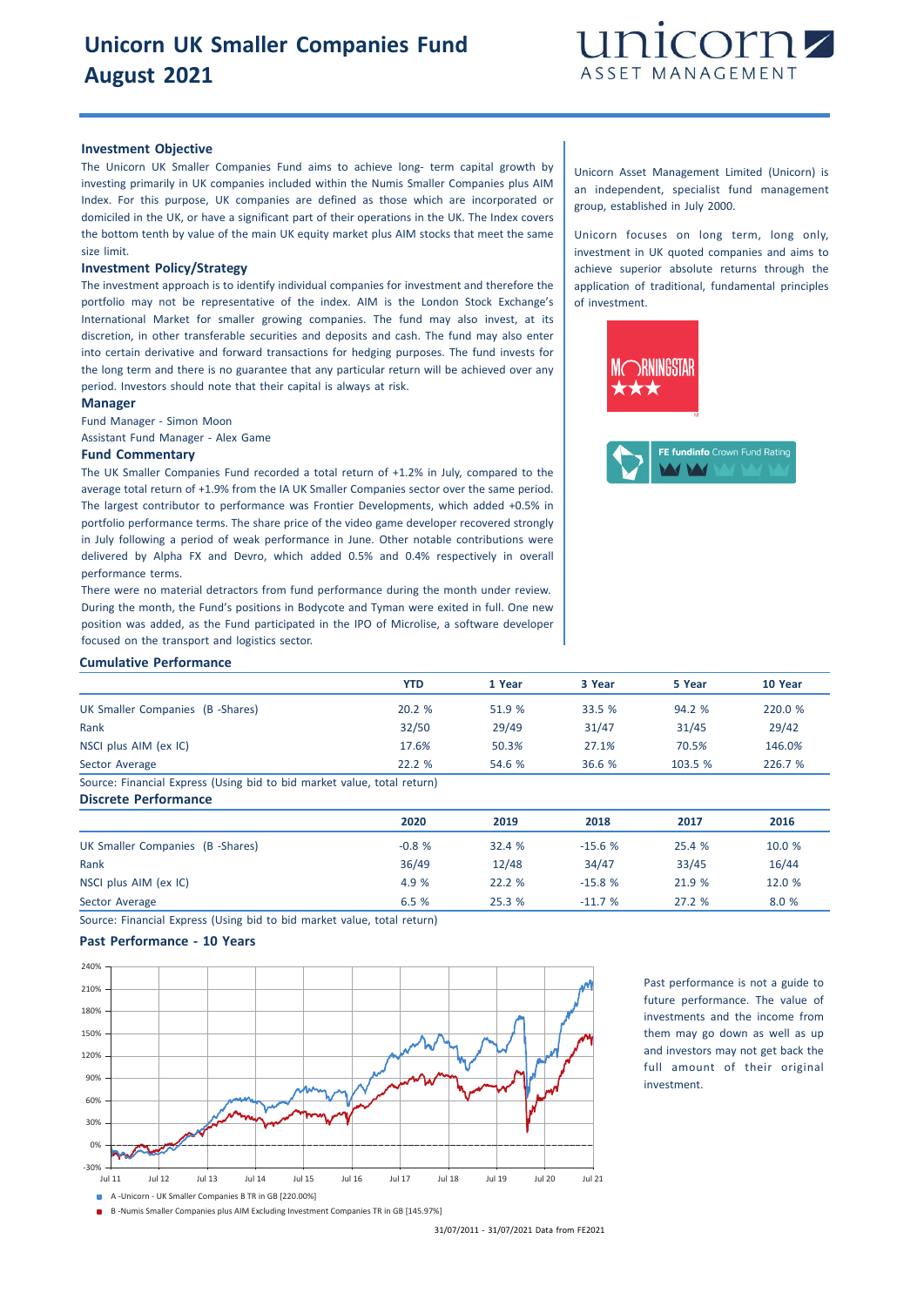# Unicorn UK Smaller Companies Fund
# August 2021

unicorn ASSET MANAGEMENT

### Investment Objective

The Unicorn UK Smaller Companies Fund aims to achieve long- term capital growth by investing primarily in UK companies included within the Numis Smaller Companies plus AIM Index. For this purpose, UK companies are defined as those which are incorporated or domiciled in the UK, or have a significant part of their operations in the UK. The Index covers the bottom tenth by value of the main UK equity market plus AIM stocks that meet the same size limit.

### Investment Policy/Strategy

The investment approach is to identify individual companies for investment and therefore the portfolio may not be representative of the index. AIM is the London Stock Exchange's International Market for smaller growing companies. The fund may also invest, at its discretion, in other transferable securities and deposits and cash. The fund may also enter into certain derivative and forward transactions for hedging purposes. The fund invests for the long term and there is no guarantee that any particular return will be achieved over any period. Investors should note that their capital is always at risk.

### Manager

Fund Manager - Simon Moon

Assistant Fund Manager - Alex Game

### Fund Commentary

The UK Smaller Companies Fund recorded a total return of +1.2% in July, compared to the average total return of +1.9% from the IA UK Smaller Companies sector over the same period. The largest contributor to performance was Frontier Developments, which added +0.5% in portfolio performance terms. The share price of the video game developer recovered strongly in July following a period of weak performance in June. Other notable contributions were delivered by Alpha FX and Devro, which added 0.5% and 0.4% respectively in overall performance terms.

There were no material detractors from fund performance during the month under review. During the month, the Fund's positions in Bodycote and Tyman were exited in full. One new position was added, as the Fund participated in the IPO of Microlise, a software developer focused on the transport and logistics sector.

Unicorn Asset Management Limited (Unicorn) is an independent, specialist fund management group, established in July 2000.

Unicorn focuses on long term, long only, investment in UK quoted companies and aims to achieve superior absolute returns through the application of traditional, fundamental principles of investment.

MORNINGSTAR ★★★

FE fundinfo Crown Fund Rating

### Cumulative Performance

| | YTD | 1 Year | 3 Year | 5 Year | 10 Year |
|---|---|---|---|---|---|
| UK Smaller Companies (B -Shares) | 20.2 % | 51.9 % | 33.5 % | 94.2 % | 220.0 % |
| Rank | 32/50 | 29/49 | 31/47 | 31/45 | 29/42 |
| NSCI plus AIM (ex IC) | 17.6% | 50.3% | 27.1% | 70.5% | 146.0% |
| Sector Average | 22.2 % | 54.6 % | 36.6 % | 103.5 % | 226.7 % |

Source: Financial Express (Using bid to bid market value, total return)

### Discrete Performance

| | 2020 | 2019 | 2018 | 2017 | 2016 |
|---|---|---|---|---|---|
| UK Smaller Companies (B -Shares) | -0.8 % | 32.4 % | -15.6 % | 25.4 % | 10.0 % |
| Rank | 36/49 | 12/48 | 34/47 | 33/45 | 16/44 |
| NSCI plus AIM (ex IC) | 4.9 % | 22.2 % | -15.8 % | 21.9 % | 12.0 % |
| Sector Average | 6.5 % | 25.3 % | -11.7 % | 27.2 % | 8.0 % |

Source: Financial Express (Using bid to bid market value, total return)

### Past Performance - 10 Years

A -Unicorn - UK Smaller Companies B TR in GB [220.00%]

B -Numis Smaller Companies plus AIM Excluding Investment Companies TR in GB [145.97%]

31/07/2011 - 31/07/2021 Data from FE2021

Past performance is not a guide to future performance. The value of investments and the income from them may go down as well as up and investors may not get back the full amount of their original investment.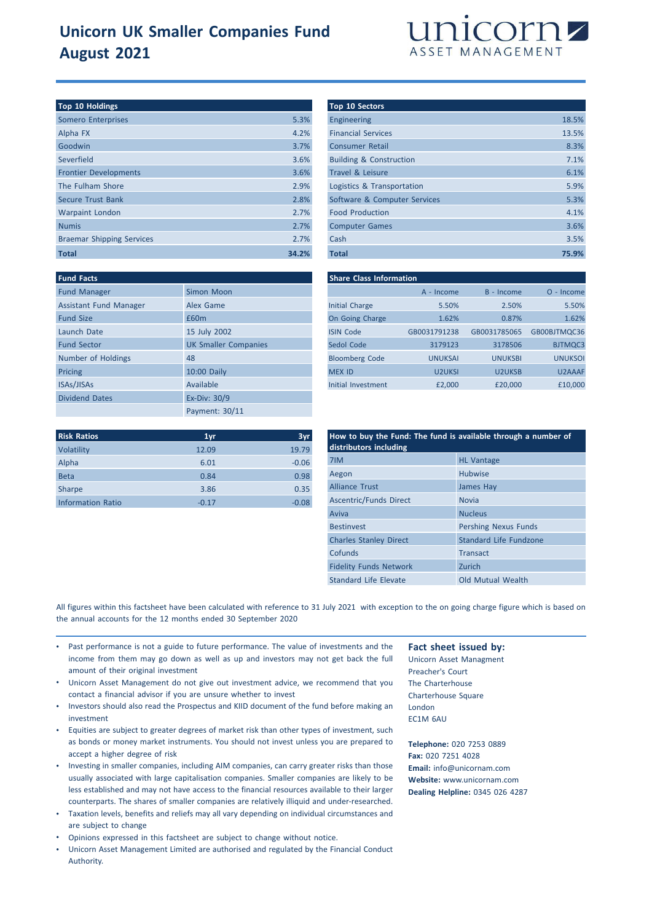# Unicorn UK Smaller Companies Fund
# August 2021

unicorn ASSET MANAGEMENT

| Top 10 Holdings | |
|---|---|
| Somero Enterprises | 5.3% |
| Alpha FX | 4.2% |
| Goodwin | 3.7% |
| Severfield | 3.6% |
| Frontier Developments | 3.6% |
| The Fulham Shore | 2.9% |
| Secure Trust Bank | 2.8% |
| Warpaint London | 2.7% |
| Numis | 2.7% |
| Braemar Shipping Services | 2.7% |
| **Total** | **34.2%** |

| Top 10 Sectors | |
|---|---|
| Engineering | 18.5% |
| Financial Services | 13.5% |
| Consumer Retail | 8.3% |
| Building & Construction | 7.1% |
| Travel & Leisure | 6.1% |
| Logistics & Transportation | 5.9% |
| Software & Computer Services | 5.3% |
| Food Production | 4.1% |
| Computer Games | 3.6% |
| Cash | 3.5% |
| **Total** | **75.9%** |

| Fund Facts | |
|---|---|
| Fund Manager | Simon Moon |
| Assistant Fund Manager | Alex Game |
| Fund Size | £60m |
| Launch Date | 15 July 2002 |
| Fund Sector | UK Smaller Companies |
| Number of Holdings | 48 |
| Pricing | 10:00 Daily |
| ISAs/JISAs | Available |
| Dividend Dates | Ex-Div: 30/9 |
| | Payment: 30/11 |

| Share Class Information | A - Income | B - Income | O - Income |
|---|---|---|---|
| Initial Charge | 5.50% | 2.50% | 5.50% |
| On Going Charge | 1.62% | 0.87% | 1.62% |
| ISIN Code | GB0031791238 | GB0031785065 | GB00BJTMQC36 |
| Sedol Code | 3179123 | 3178506 | BJTMQC3 |
| Bloomberg Code | UNUKSAI | UNUKSBI | UNUKSOI |
| MEX ID | U2UKSI | U2UKSB | U2AAAF |
| Initial Investment | £2,000 | £20,000 | £10,000 |

| Risk Ratios | 1yr | 3yr |
|---|---|---|
| Volatility | 12.09 | 19.79 |
| Alpha | 6.01 | -0.06 |
| Beta | 0.84 | 0.98 |
| Sharpe | 3.86 | 0.35 |
| Information Ratio | -0.17 | -0.08 |

| How to buy the Fund: The fund is available through a number of distributors including | |
|---|---|
| 7IM | HL Vantage |
| Aegon | Hubwise |
| Alliance Trust | James Hay |
| Ascentric/Funds Direct | Novia |
| Aviva | Nucleus |
| Bestinvest | Pershing Nexus Funds |
| Charles Stanley Direct | Standard Life Fundzone |
| Cofunds | Transact |
| Fidelity Funds Network | Zurich |
| Standard Life Elevate | Old Mutual Wealth |

All figures within this factsheet have been calculated with reference to 31 July 2021 with exception to the on going charge figure which is based on the annual accounts for the 12 months ended 30 September 2020

- Past performance is not a guide to future performance. The value of investments and the income from them may go down as well as up and investors may not get back the full amount of their original investment
- Unicorn Asset Management do not give out investment advice, we recommend that you contact a financial advisor if you are unsure whether to invest
- Investors should also read the Prospectus and KIID document of the fund before making an investment
- Equities are subject to greater degrees of market risk than other types of investment, such as bonds or money market instruments. You should not invest unless you are prepared to accept a higher degree of risk
- Investing in smaller companies, including AIM companies, can carry greater risks than those usually associated with large capitalisation companies. Smaller companies are likely to be less established and may not have access to the financial resources available to their larger counterparts. The shares of smaller companies are relatively illiquid and under-researched.
- Taxation levels, benefits and reliefs may all vary depending on individual circumstances and are subject to change
- Opinions expressed in this factsheet are subject to change without notice.
- Unicorn Asset Management Limited are authorised and regulated by the Financial Conduct Authority.

**Fact sheet issued by:**
Unicorn Asset Managment
Preacher's Court
The Charterhouse
Charterhouse Square
London
EC1M 6AU

**Telephone:** 020 7253 0889
**Fax:** 020 7251 4028
**Email:** info@unicornam.com
**Website:** www.unicornam.com
**Dealing Helpline:** 0345 026 4287